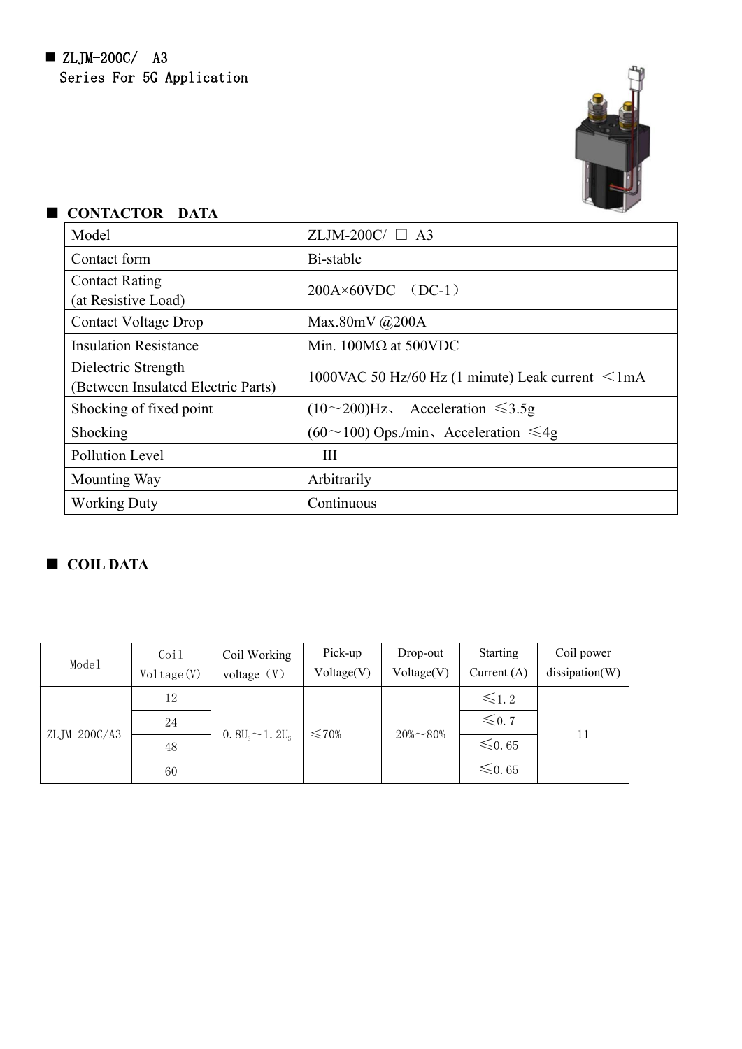■ ZLJM-200C/ A3
Series For 5G Application

## ■ CONTACTOR DATA

| Model | ZLJM-200C/ □ A3 |
|---|---|
| Contact form | Bi-stable |
| Contact Rating (at Resistive Load) | 200A×60VDC （DC-1） |
| Contact Voltage Drop | Max.80mV @200A |
| Insulation Resistance | Min. 100MΩ at 500VDC |
| Dielectric Strength (Between Insulated Electric Parts) | 1000VAC 50 Hz/60 Hz (1 minute) Leak current ＜1mA |
| Shocking of fixed point | (10～200)Hz、 Acceleration ≤3.5g |
| Shocking | (60～100) Ops./min、Acceleration ≤4g |
| Pollution Level | III |
| Mounting Way | Arbitrarily |
| Working Duty | Continuous |

## ■ COIL DATA

| Model | Coil Voltage(V) | Coil Working voltage（V） | Pick-up Voltage(V) | Drop-out Voltage(V) | Starting Current (A) | Coil power dissipation(W) |
|---|---|---|---|---|---|---|
| ZLJM-200C/A3 | 12 | $0.8U_s$～$1.2U_s$ | ≤70% | 20%～80% | ≤1.2 | 11 |
| | 24 | | | | ≤0.7 | |
| | 48 | | | | ≤0.65 | |
| | 60 | | | | ≤0.65 | |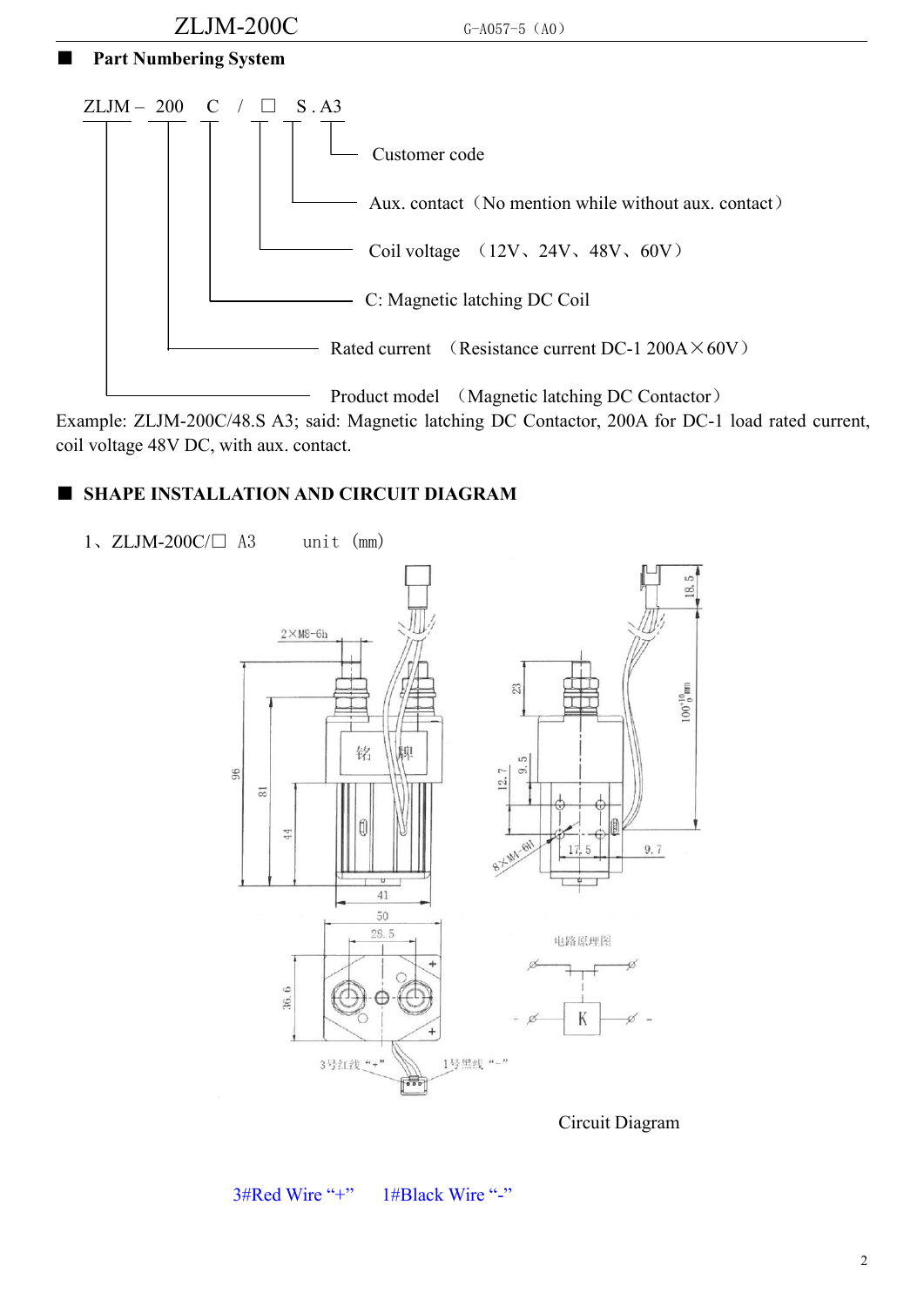## ■ Part Numbering System

ZLJM – 200 C / □ S . A3

- Customer code
- Aux. contact（No mention while without aux. contact）
- Coil voltage （12V、24V、48V、60V）
- C: Magnetic latching DC Coil
- Rated current （Resistance current DC-1 200A×60V）
- Product model （Magnetic latching DC Contactor）

Example: ZLJM-200C/48.S A3; said: Magnetic latching DC Contactor, 200A for DC-1 load rated current, coil voltage 48V DC, with aux. contact.

## ■ SHAPE INSTALLATION AND CIRCUIT DIAGRAM

1、ZLJM-200C/□ A3 unit (mm)

Circuit Diagram

3#Red Wire “+” 1#Black Wire “-”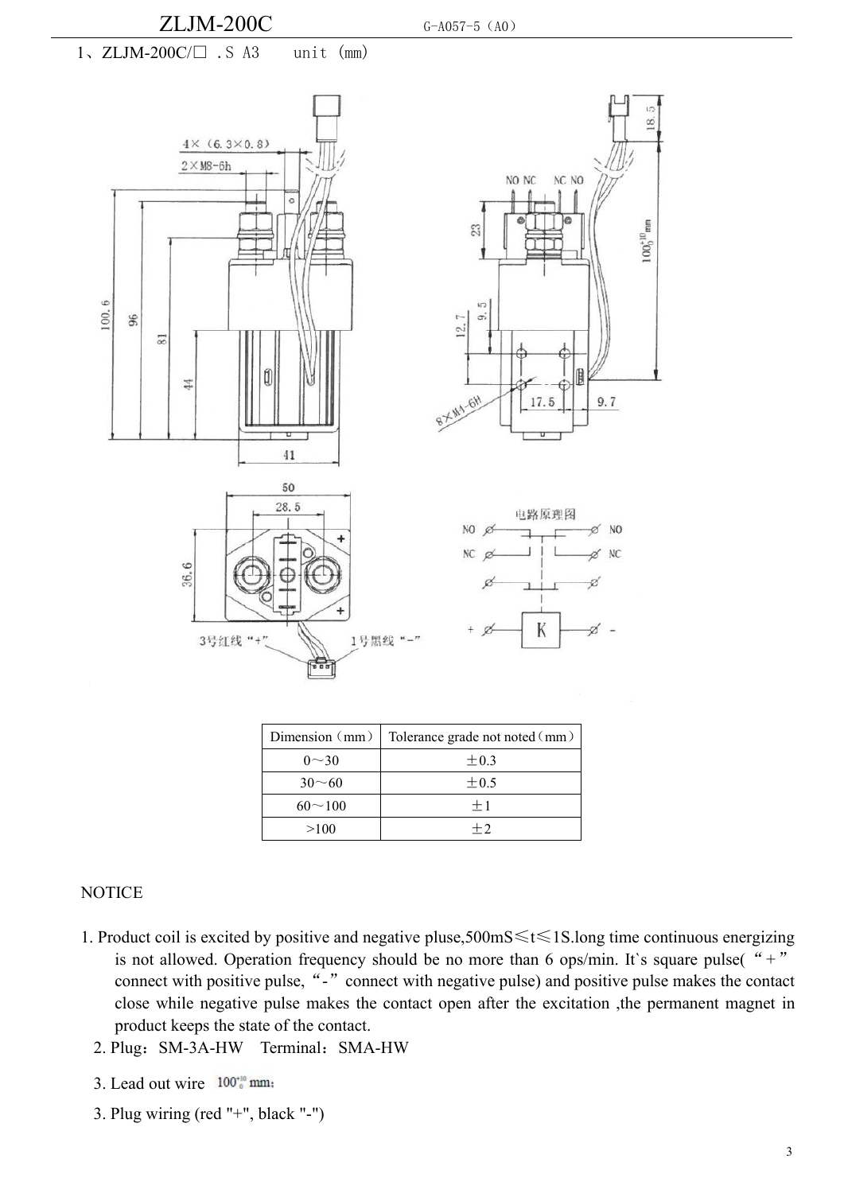1、ZLJM-200C/□ .S A3 unit (mm)

4×（6.3×0.8）

2×M8-6h

100.6

96

81

44

41

NO NC NC NO

18.5

23

$100^{+10}_{0}$ mm

12.7

9.5

8×M4-6H

17.5

9.7

50

28.5

36.6

+

+

3号红线“+”

1号黑线“-”

电路原理图

NO

NO

NC

NC

+

K

-

| Dimension（mm） | Tolerance grade not noted（mm） |
|---|---|
| 0～30 | ±0.3 |
| 30～60 | ±0.5 |
| 60～100 | ±1 |
| >100 | ±2 |

NOTICE

1. Product coil is excited by positive and negative pluse,500mS≤t≤1S.long time continuous energizing is not allowed. Operation frequency should be no more than 6 ops/min. It`s square pulse(“+” connect with positive pulse,“-” connect with negative pulse) and positive pulse makes the contact close while negative pulse makes the contact open after the excitation ,the permanent magnet in product keeps the state of the contact.
2. Plug：SM-3A-HW Terminal：SMA-HW
3. Lead out wire $100^{+10}_{0}$ mm;
3. Plug wiring (red "+", black "-")